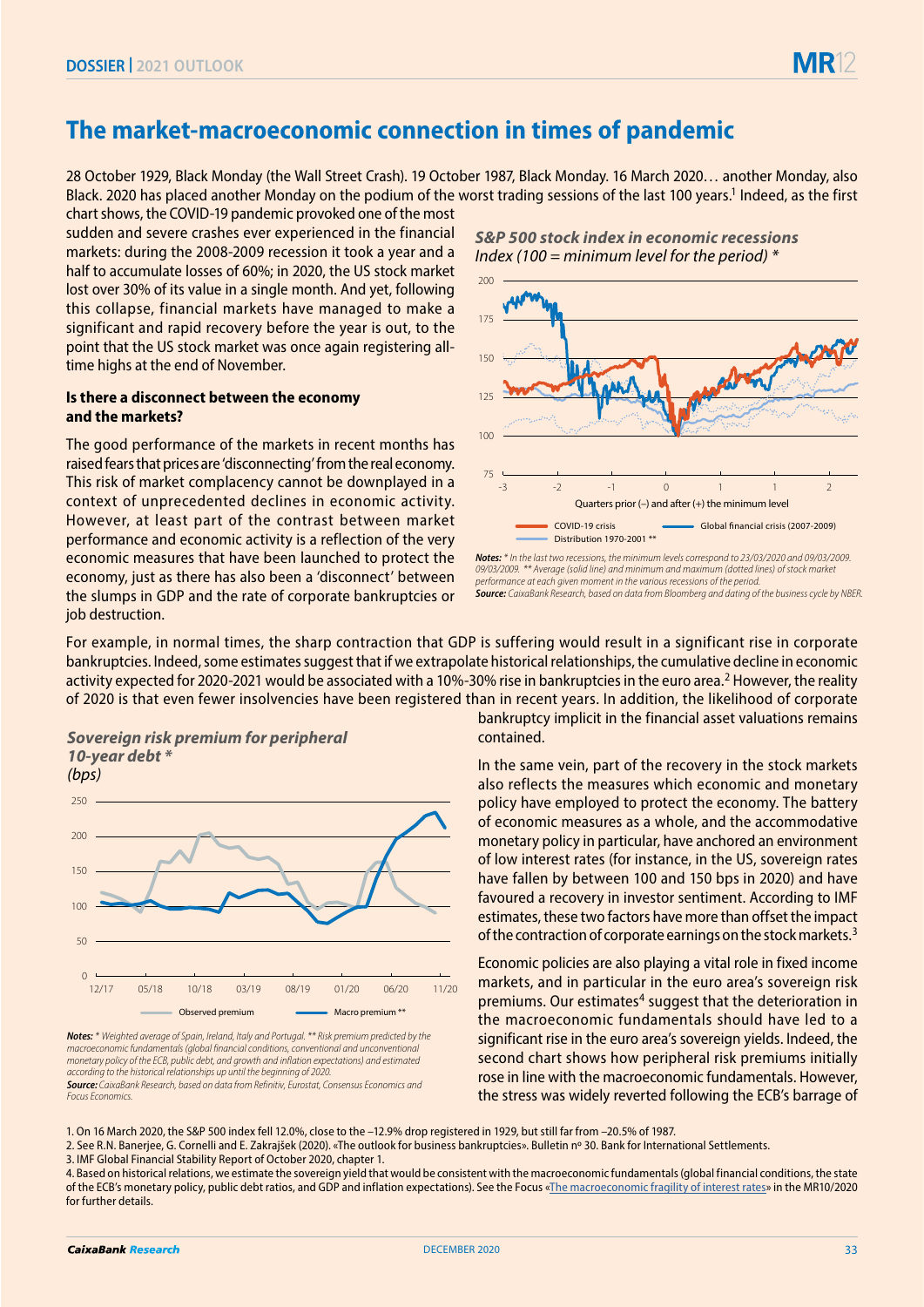# The market-macroeconomic connection in times of pandemic

28 October 1929, Black Monday (the Wall Street Crash). 19 October 1987, Black Monday. 16 March 2020… another Monday, also Black. 2020 has placed another Monday on the podium of the worst trading sessions of the last 100 years.[1] Indeed, as the first chart shows, the COVID-19 pandemic provoked one of the most sudden and severe crashes ever experienced in the financial markets: during the 2008-2009 recession it took a year and a half to accumulate losses of 60%; in 2020, the US stock market lost over 30% of its value in a single month. And yet, following this collapse, financial markets have managed to make a significant and rapid recovery before the year is out, to the point that the US stock market was once again registering all-time highs at the end of November.

**S&P 500 stock index in economic recessions**
*Index (100 = minimum level for the period) \**

*Notes: \* In the last two recessions, the minimum levels correspond to 23/03/2020 and 09/03/2009. \*\* Average (solid line) and minimum and maximum (dotted lines) of stock market performance at each given moment in the various recessions of the period.*
***Source:** CaixaBank Research, based on data from Bloomberg and dating of the business cycle by NBER.*

### Is there a disconnect between the economy and the markets?

The good performance of the markets in recent months has raised fears that prices are 'disconnecting' from the real economy. This risk of market complacency cannot be downplayed in a context of unprecedented declines in economic activity. However, at least part of the contrast between market performance and economic activity is a reflection of the very economic measures that have been launched to protect the economy, just as there has also been a 'disconnect' between the slumps in GDP and the rate of corporate bankruptcies or job destruction.

For example, in normal times, the sharp contraction that GDP is suffering would result in a significant rise in corporate bankruptcies. Indeed, some estimates suggest that if we extrapolate historical relationships, the cumulative decline in economic activity expected for 2020-2021 would be associated with a 10%-30% rise in bankruptcies in the euro area.[2] However, the reality of 2020 is that even fewer insolvencies have been registered than in recent years. In addition, the likelihood of corporate bankruptcy implicit in the financial asset valuations remains contained.

**Sovereign risk premium for peripheral 10-year debt \***
*(bps)*

*Notes: \* Weighted average of Spain, Ireland, Italy and Portugal. \*\* Risk premium predicted by the macroeconomic fundamentals (global financial conditions, conventional and unconventional monetary policy of the ECB, public debt, and growth and inflation expectations) and estimated according to the historical relationships up until the beginning of 2020.*
***Source:** CaixaBank Research, based on data from Refinitiv, Eurostat, Consensus Economics and Focus Economics.*

In the same vein, part of the recovery in the stock markets also reflects the measures which economic and monetary policy have employed to protect the economy. The battery of economic measures as a whole, and the accommodative monetary policy in particular, have anchored an environment of low interest rates (for instance, in the US, sovereign rates have fallen by between 100 and 150 bps in 2020) and have favoured a recovery in investor sentiment. According to IMF estimates, these two factors have more than offset the impact of the contraction of corporate earnings on the stock markets.[3]

Economic policies are also playing a vital role in fixed income markets, and in particular in the euro area's sovereign risk premiums. Our estimates[4] suggest that the deterioration in the macroeconomic fundamentals should have led to a significant rise in the euro area's sovereign yields. Indeed, the second chart shows how peripheral risk premiums initially rose in line with the macroeconomic fundamentals. However, the stress was widely reverted following the ECB's barrage of

1. On 16 March 2020, the S&P 500 index fell 12.0%, close to the –12.9% drop registered in 1929, but still far from –20.5% of 1987.
2. See R.N. Banerjee, G. Cornelli and E. Zakrajšek (2020). «The outlook for business bankruptcies». Bulletin nº 30. Bank for International Settlements.
3. IMF Global Financial Stability Report of October 2020, chapter 1.
4. Based on historical relations, we estimate the sovereign yield that would be consistent with the macroeconomic fundamentals (global financial conditions, the state of the ECB's monetary policy, public debt ratios, and GDP and inflation expectations). See the Focus «The macroeconomic fragility of interest rates» in the MR10/2020 for further details.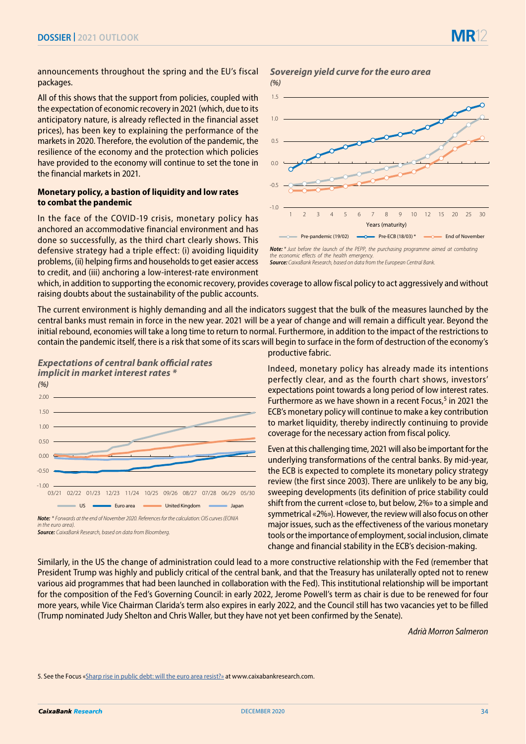announcements throughout the spring and the EU's fiscal packages.

All of this shows that the support from policies, coupled with the expectation of economic recovery in 2021 (which, due to its anticipatory nature, is already reflected in the financial asset prices), has been key to explaining the performance of the markets in 2020. Therefore, the evolution of the pandemic, the resilience of the economy and the protection which policies have provided to the economy will continue to set the tone in the financial markets in 2021.

**Monetary policy, a bastion of liquidity and low rates to combat the pandemic**

In the face of the COVID-19 crisis, monetary policy has anchored an accommodative financial environment and has done so successfully, as the third chart clearly shows. This defensive strategy had a triple effect: (i) avoiding liquidity problems, (ii) helping firms and households to get easier access to credit, and (iii) anchoring a low-interest-rate environment which, in addition to supporting the economic recovery, provides coverage to allow fiscal policy to act aggressively and without raising doubts about the sustainability of the public accounts.

***Sovereign yield curve for the euro area***

*(%)*

1.5
1.0
0.5
0.0
-0.5
-1.0

1 2 3 4 5 6 7 8 9 10 12 15 20 25 30

Years (maturity)

Pre-pandemic (19/02) — Pre-ECB (18/03) * — End of November

***Note:*** *\* Just before the launch of the PEPP, the purchasing programme aimed at combating the economic effects of the health emergency.*
***Source:*** *CaixaBank Research, based on data from the European Central Bank.*

The current environment is highly demanding and all the indicators suggest that the bulk of the measures launched by the central banks must remain in force in the new year. 2021 will be a year of change and will remain a difficult year. Beyond the initial rebound, economies will take a long time to return to normal. Furthermore, in addition to the impact of the restrictions to contain the pandemic itself, there is a risk that some of its scars will begin to surface in the form of destruction of the economy's productive fabric.

***Expectations of central bank official rates implicit in market interest rates \****

*(%)*

2.00
1.50
1.00
0.50
0.00
-0.50
-1.00

03/21 02/22 01/23 12/23 11/24 10/25 09/26 08/27 07/28 06/29 05/30

US — Euro area — United Kingdom — Japan

***Note:*** *\* Forwards at the end of November 2020. References for the calculation: OIS curves (EONIA in the euro area).*
***Source:*** *CaixaBank Research, based on data from Bloomberg.*

Indeed, monetary policy has already made its intentions perfectly clear, and as the fourth chart shows, investors' expectations point towards a long period of low interest rates. Furthermore as we have shown in a recent Focus,[5] in 2021 the ECB's monetary policy will continue to make a key contribution to market liquidity, thereby indirectly continuing to provide coverage for the necessary action from fiscal policy.

Even at this challenging time, 2021 will also be important for the underlying transformations of the central banks. By mid-year, the ECB is expected to complete its monetary policy strategy review (the first since 2003). There are unlikely to be any big, sweeping developments (its definition of price stability could shift from the current «close to, but below, 2%» to a simple and symmetrical «2%»). However, the review will also focus on other major issues, such as the effectiveness of the various monetary tools or the importance of employment, social inclusion, climate change and financial stability in the ECB's decision-making.

Similarly, in the US the change of administration could lead to a more constructive relationship with the Fed (remember that President Trump was highly and publicly critical of the central bank, and that the Treasury has unilaterally opted not to renew various aid programmes that had been launched in collaboration with the Fed). This institutional relationship will be important for the composition of the Fed's Governing Council: in early 2022, Jerome Powell's term as chair is due to be renewed for four more years, while Vice Chairman Clarida's term also expires in early 2022, and the Council still has two vacancies yet to be filled (Trump nominated Judy Shelton and Chris Waller, but they have not yet been confirmed by the Senate).

*Adrià Morron Salmeron*

5. See the Focus «Sharp rise in public debt: will the euro area resist?» at www.caixabankresearch.com.